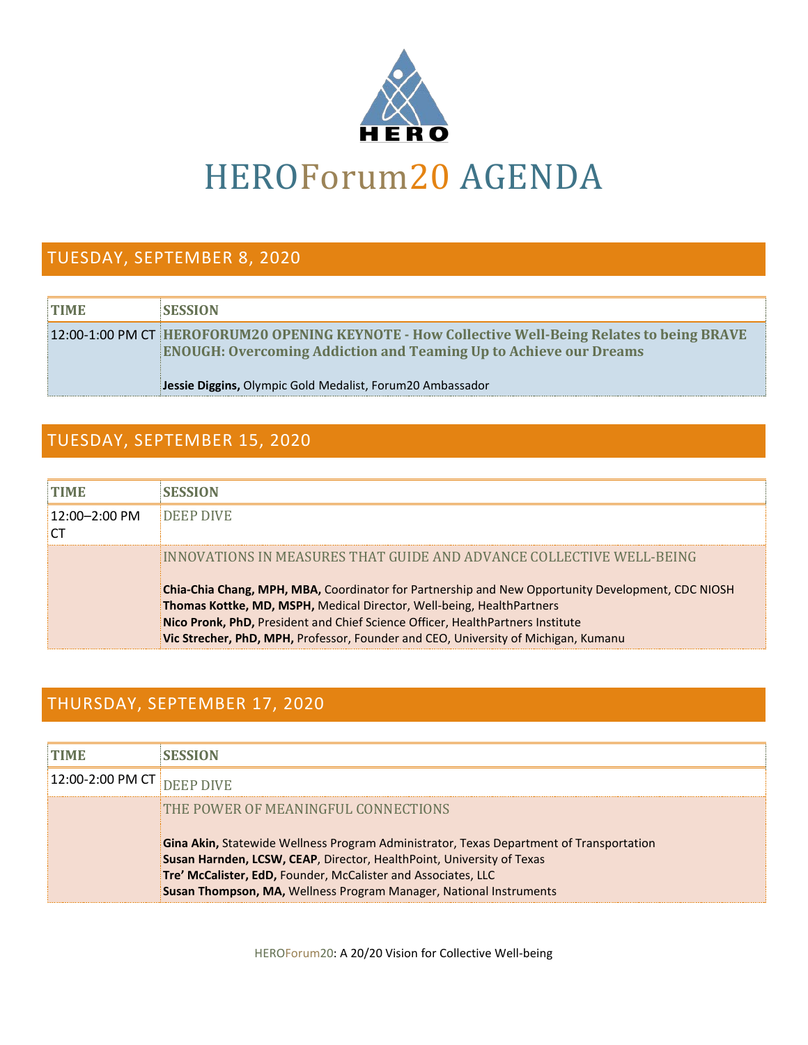# HEROForum20 AGENDA

## TUESDAY, SEPTEMBER 8, 2020

| TIME | SESSION |
| --- | --- |
| 12:00-1:00 PM CT | **HEROFORUM20 OPENING KEYNOTE - How Collective Well-Being Relates to being BRAVE ENOUGH: Overcoming Addiction and Teaming Up to Achieve our Dreams**<br><br>**Jessie Diggins,** Olympic Gold Medalist, Forum20 Ambassador |

## TUESDAY, SEPTEMBER 15, 2020

| TIME | SESSION |
| --- | --- |
| 12:00–2:00 PM CT | DEEP DIVE |
| | INNOVATIONS IN MEASURES THAT GUIDE AND ADVANCE COLLECTIVE WELL-BEING<br><br>**Chia-Chia Chang, MPH, MBA,** Coordinator for Partnership and New Opportunity Development, CDC NIOSH<br>**Thomas Kottke, MD, MSPH,** Medical Director, Well-being, HealthPartners<br>**Nico Pronk, PhD,** President and Chief Science Officer, HealthPartners Institute<br>**Vic Strecher, PhD, MPH,** Professor, Founder and CEO, University of Michigan, Kumanu |

## THURSDAY, SEPTEMBER 17, 2020

| TIME | SESSION |
| --- | --- |
| 12:00-2:00 PM CT | DEEP DIVE |
| | THE POWER OF MEANINGFUL CONNECTIONS<br><br>**Gina Akin,** Statewide Wellness Program Administrator, Texas Department of Transportation<br>**Susan Harnden, LCSW, CEAP**, Director, HealthPoint, University of Texas<br>**Tre' McCalister, EdD,** Founder, McCalister and Associates, LLC<br>**Susan Thompson, MA,** Wellness Program Manager, National Instruments |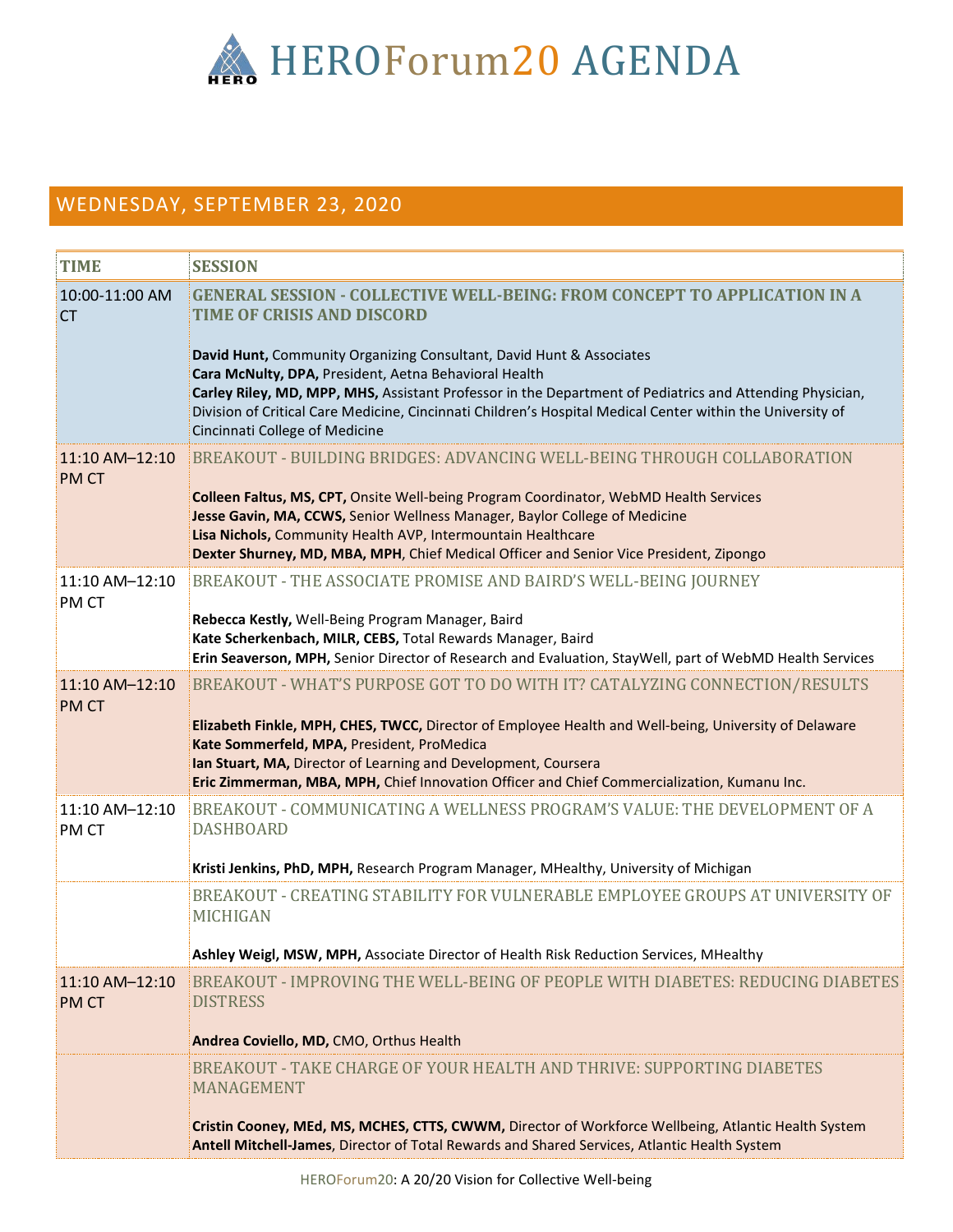# HEROForum20 AGENDA

## WEDNESDAY, SEPTEMBER 23, 2020

| TIME | SESSION |
|---|---|
| 10:00-11:00 AM CT | **GENERAL SESSION - COLLECTIVE WELL-BEING: FROM CONCEPT TO APPLICATION IN A TIME OF CRISIS AND DISCORD**<br><br>**David Hunt,** Community Organizing Consultant, David Hunt & Associates<br>**Cara McNulty, DPA,** President, Aetna Behavioral Health<br>**Carley Riley, MD, MPP, MHS,** Assistant Professor in the Department of Pediatrics and Attending Physician, Division of Critical Care Medicine, Cincinnati Children's Hospital Medical Center within the University of Cincinnati College of Medicine |
| 11:10 AM–12:10 PM CT | BREAKOUT - BUILDING BRIDGES: ADVANCING WELL-BEING THROUGH COLLABORATION<br><br>**Colleen Faltus, MS, CPT,** Onsite Well-being Program Coordinator, WebMD Health Services<br>**Jesse Gavin, MA, CCWS,** Senior Wellness Manager, Baylor College of Medicine<br>**Lisa Nichols,** Community Health AVP, Intermountain Healthcare<br>**Dexter Shurney, MD, MBA, MPH**, Chief Medical Officer and Senior Vice President, Zipongo |
| 11:10 AM–12:10 PM CT | BREAKOUT - THE ASSOCIATE PROMISE AND BAIRD'S WELL-BEING JOURNEY<br><br>**Rebecca Kestly,** Well-Being Program Manager, Baird<br>**Kate Scherkenbach, MILR, CEBS,** Total Rewards Manager, Baird<br>**Erin Seaverson, MPH,** Senior Director of Research and Evaluation, StayWell, part of WebMD Health Services |
| 11:10 AM–12:10 PM CT | BREAKOUT - WHAT'S PURPOSE GOT TO DO WITH IT? CATALYZING CONNECTION/RESULTS<br><br>**Elizabeth Finkle, MPH, CHES, TWCC,** Director of Employee Health and Well-being, University of Delaware<br>**Kate Sommerfeld, MPA,** President, ProMedica<br>**Ian Stuart, MA,** Director of Learning and Development, Coursera<br>**Eric Zimmerman, MBA, MPH,** Chief Innovation Officer and Chief Commercialization, Kumanu Inc. |
| 11:10 AM–12:10 PM CT | BREAKOUT - COMMUNICATING A WELLNESS PROGRAM'S VALUE: THE DEVELOPMENT OF A DASHBOARD<br><br>**Kristi Jenkins, PhD, MPH,** Research Program Manager, MHealthy, University of Michigan |
| | BREAKOUT - CREATING STABILITY FOR VULNERABLE EMPLOYEE GROUPS AT UNIVERSITY OF MICHIGAN<br><br>**Ashley Weigl, MSW, MPH,** Associate Director of Health Risk Reduction Services, MHealthy |
| 11:10 AM–12:10 PM CT | BREAKOUT - IMPROVING THE WELL-BEING OF PEOPLE WITH DIABETES: REDUCING DIABETES DISTRESS<br><br>**Andrea Coviello, MD,** CMO, Orthus Health |
| | BREAKOUT - TAKE CHARGE OF YOUR HEALTH AND THRIVE: SUPPORTING DIABETES MANAGEMENT<br><br>**Cristin Cooney, MEd, MS, MCHES, CTTS, CWWM,** Director of Workforce Wellbeing, Atlantic Health System<br>**Antell Mitchell-James**, Director of Total Rewards and Shared Services, Atlantic Health System |

HEROForum20: A 20/20 Vision for Collective Well-being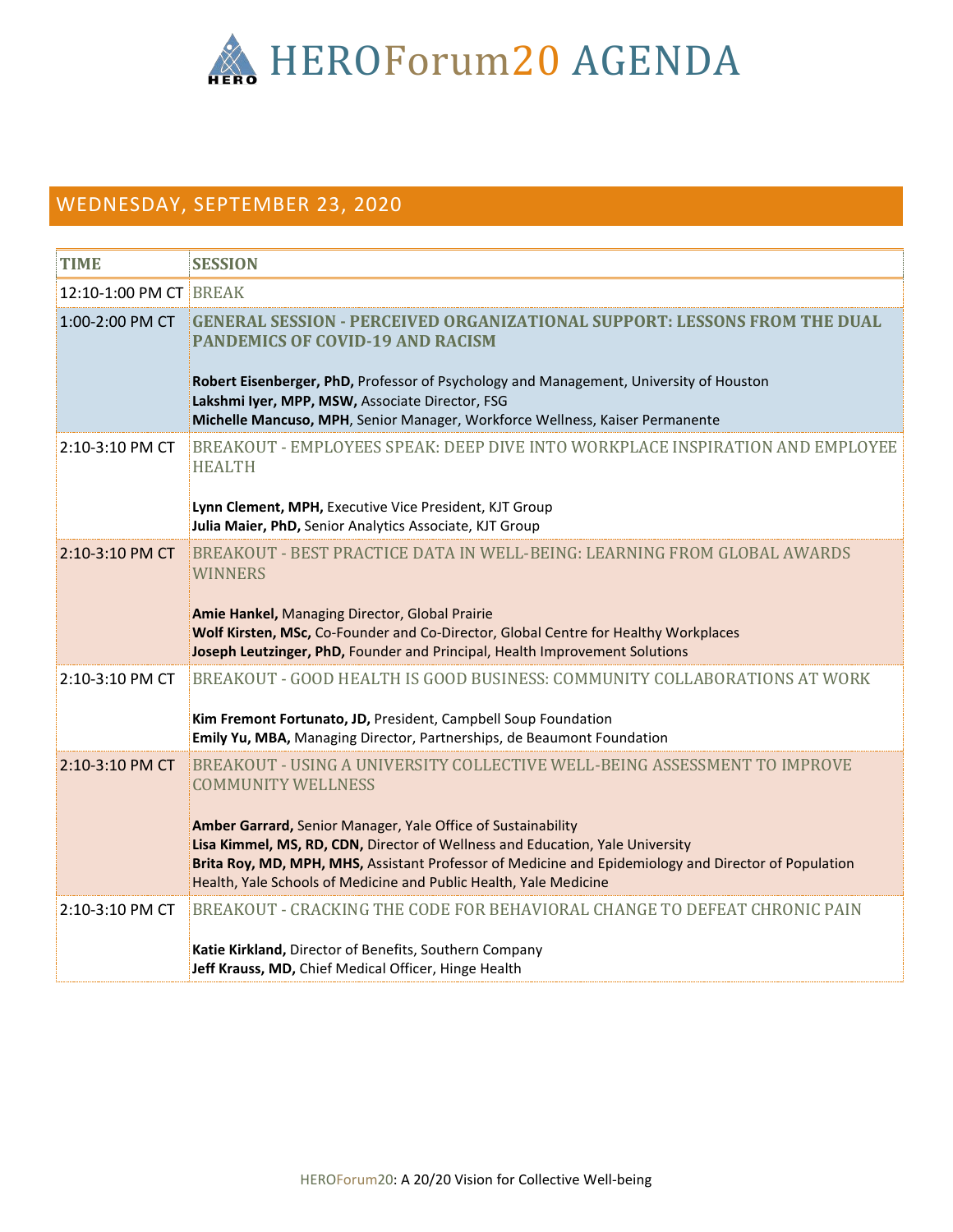# HEROForum20 AGENDA

## WEDNESDAY, SEPTEMBER 23, 2020

| TIME | SESSION |
| --- | --- |
| 12:10-1:00 PM CT | BREAK |
| 1:00-2:00 PM CT | **GENERAL SESSION - PERCEIVED ORGANIZATIONAL SUPPORT: LESSONS FROM THE DUAL PANDEMICS OF COVID-19 AND RACISM**<br><br>**Robert Eisenberger, PhD,** Professor of Psychology and Management, University of Houston<br>**Lakshmi Iyer, MPP, MSW,** Associate Director, FSG<br>**Michelle Mancuso, MPH**, Senior Manager, Workforce Wellness, Kaiser Permanente |
| 2:10-3:10 PM CT | BREAKOUT - EMPLOYEES SPEAK: DEEP DIVE INTO WORKPLACE INSPIRATION AND EMPLOYEE HEALTH<br><br>**Lynn Clement, MPH,** Executive Vice President, KJT Group<br>**Julia Maier, PhD,** Senior Analytics Associate, KJT Group |
| 2:10-3:10 PM CT | BREAKOUT - BEST PRACTICE DATA IN WELL-BEING: LEARNING FROM GLOBAL AWARDS WINNERS<br><br>**Amie Hankel,** Managing Director, Global Prairie<br>**Wolf Kirsten, MSc,** Co-Founder and Co-Director, Global Centre for Healthy Workplaces<br>**Joseph Leutzinger, PhD,** Founder and Principal, Health Improvement Solutions |
| 2:10-3:10 PM CT | BREAKOUT - GOOD HEALTH IS GOOD BUSINESS: COMMUNITY COLLABORATIONS AT WORK<br><br>**Kim Fremont Fortunato, JD,** President, Campbell Soup Foundation<br>**Emily Yu, MBA,** Managing Director, Partnerships, de Beaumont Foundation |
| 2:10-3:10 PM CT | BREAKOUT - USING A UNIVERSITY COLLECTIVE WELL-BEING ASSESSMENT TO IMPROVE COMMUNITY WELLNESS<br><br>**Amber Garrard,** Senior Manager, Yale Office of Sustainability<br>**Lisa Kimmel, MS, RD, CDN,** Director of Wellness and Education, Yale University<br>**Brita Roy, MD, MPH, MHS,** Assistant Professor of Medicine and Epidemiology and Director of Population Health, Yale Schools of Medicine and Public Health, Yale Medicine |
| 2:10-3:10 PM CT | BREAKOUT - CRACKING THE CODE FOR BEHAVIORAL CHANGE TO DEFEAT CHRONIC PAIN<br><br>**Katie Kirkland,** Director of Benefits, Southern Company<br>**Jeff Krauss, MD,** Chief Medical Officer, Hinge Health |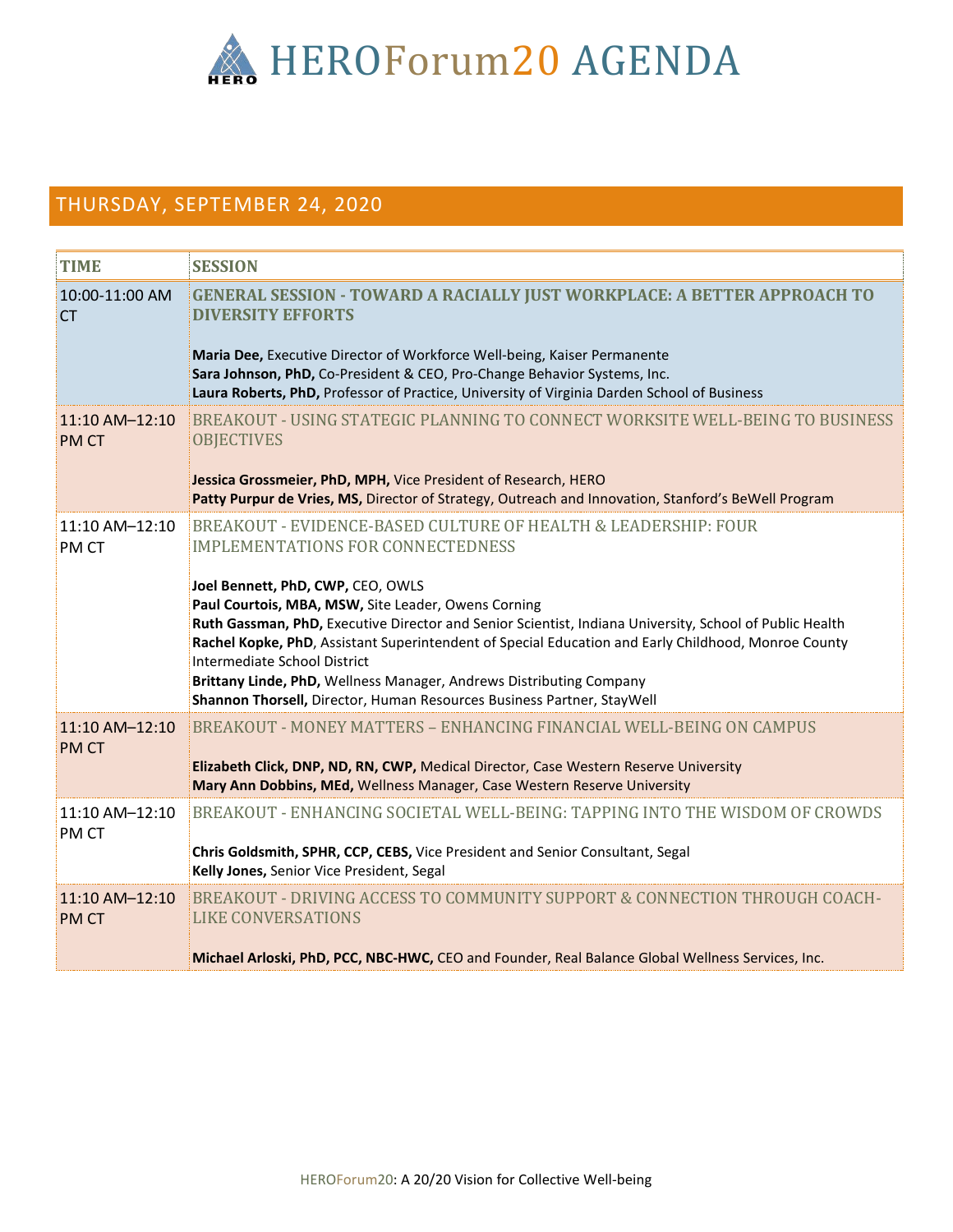# HEROForum20 AGENDA

## THURSDAY, SEPTEMBER 24, 2020

| TIME | SESSION |
| --- | --- |
| 10:00-11:00 AM CT | **GENERAL SESSION - TOWARD A RACIALLY JUST WORKPLACE: A BETTER APPROACH TO DIVERSITY EFFORTS**<br><br>**Maria Dee,** Executive Director of Workforce Well-being, Kaiser Permanente<br>**Sara Johnson, PhD,** Co-President & CEO, Pro-Change Behavior Systems, Inc.<br>**Laura Roberts, PhD,** Professor of Practice, University of Virginia Darden School of Business |
| 11:10 AM–12:10 PM CT | BREAKOUT - USING STATEGIC PLANNING TO CONNECT WORKSITE WELL-BEING TO BUSINESS OBJECTIVES<br><br>**Jessica Grossmeier, PhD, MPH,** Vice President of Research, HERO<br>**Patty Purpur de Vries, MS,** Director of Strategy, Outreach and Innovation, Stanford's BeWell Program |
| 11:10 AM–12:10 PM CT | BREAKOUT - EVIDENCE-BASED CULTURE OF HEALTH & LEADERSHIP: FOUR IMPLEMENTATIONS FOR CONNECTEDNESS<br><br>**Joel Bennett, PhD, CWP,** CEO, OWLS<br>**Paul Courtois, MBA, MSW,** Site Leader, Owens Corning<br>**Ruth Gassman, PhD,** Executive Director and Senior Scientist, Indiana University, School of Public Health<br>**Rachel Kopke, PhD**, Assistant Superintendent of Special Education and Early Childhood, Monroe County Intermediate School District<br>**Brittany Linde, PhD,** Wellness Manager, Andrews Distributing Company<br>**Shannon Thorsell,** Director, Human Resources Business Partner, StayWell |
| 11:10 AM–12:10 PM CT | BREAKOUT - MONEY MATTERS – ENHANCING FINANCIAL WELL-BEING ON CAMPUS<br><br>**Elizabeth Click, DNP, ND, RN, CWP,** Medical Director, Case Western Reserve University<br>**Mary Ann Dobbins, MEd,** Wellness Manager, Case Western Reserve University |
| 11:10 AM–12:10 PM CT | BREAKOUT - ENHANCING SOCIETAL WELL-BEING: TAPPING INTO THE WISDOM OF CROWDS<br><br>**Chris Goldsmith, SPHR, CCP, CEBS,** Vice President and Senior Consultant, Segal<br>**Kelly Jones,** Senior Vice President, Segal |
| 11:10 AM–12:10 PM CT | BREAKOUT - DRIVING ACCESS TO COMMUNITY SUPPORT & CONNECTION THROUGH COACH-LIKE CONVERSATIONS<br><br>**Michael Arloski, PhD, PCC, NBC-HWC,** CEO and Founder, Real Balance Global Wellness Services, Inc. |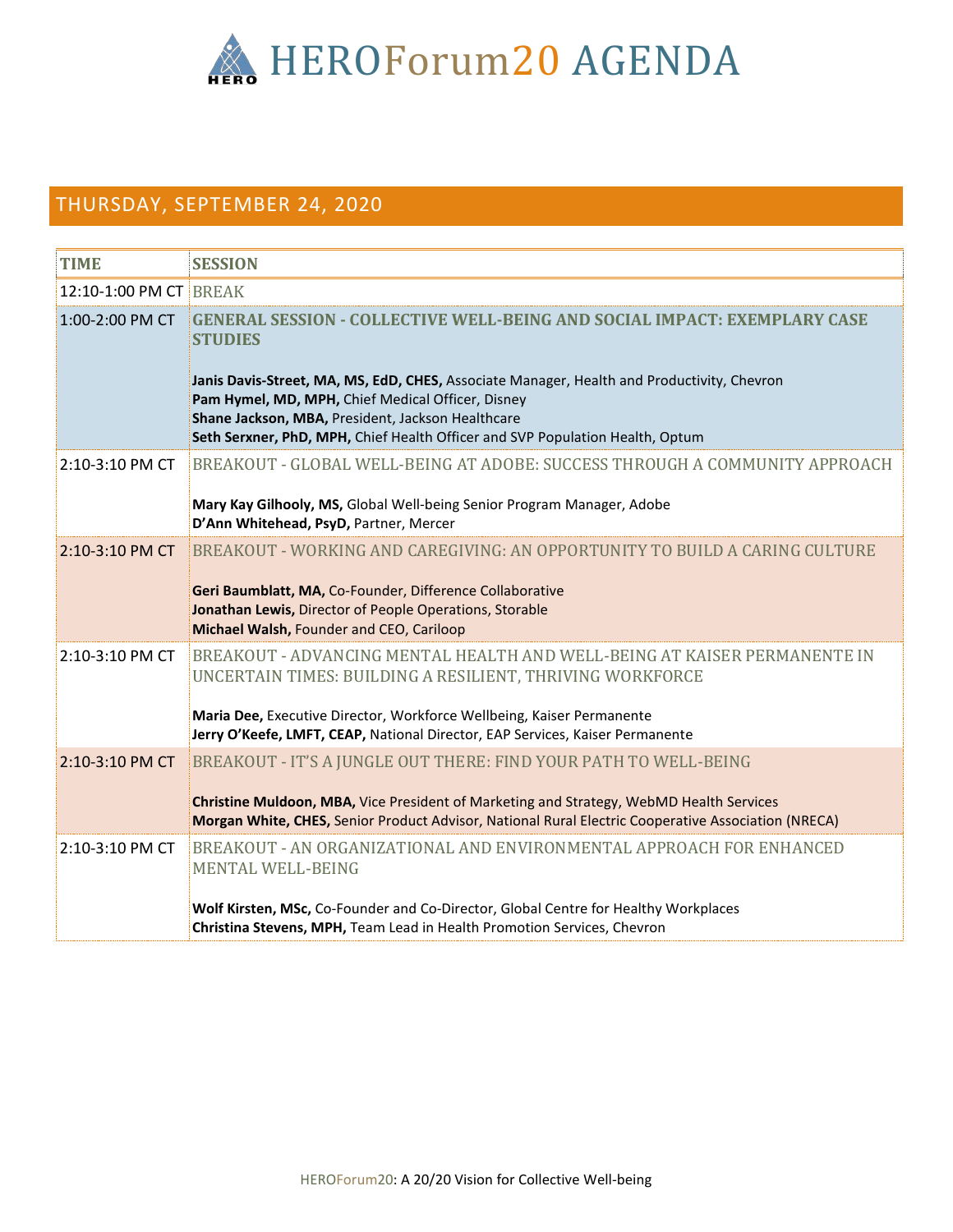# HEROForum20 AGENDA

## THURSDAY, SEPTEMBER 24, 2020

| TIME | SESSION |
|---|---|
| 12:10-1:00 PM CT | BREAK |
| 1:00-2:00 PM CT | **GENERAL SESSION - COLLECTIVE WELL-BEING AND SOCIAL IMPACT: EXEMPLARY CASE STUDIES**<br><br>**Janis Davis-Street, MA, MS, EdD, CHES,** Associate Manager, Health and Productivity, Chevron<br>**Pam Hymel, MD, MPH,** Chief Medical Officer, Disney<br>**Shane Jackson, MBA,** President, Jackson Healthcare<br>**Seth Serxner, PhD, MPH,** Chief Health Officer and SVP Population Health, Optum |
| 2:10-3:10 PM CT | BREAKOUT - GLOBAL WELL-BEING AT ADOBE: SUCCESS THROUGH A COMMUNITY APPROACH<br><br>**Mary Kay Gilhooly, MS,** Global Well-being Senior Program Manager, Adobe<br>**D'Ann Whitehead, PsyD,** Partner, Mercer |
| 2:10-3:10 PM CT | BREAKOUT - WORKING AND CAREGIVING: AN OPPORTUNITY TO BUILD A CARING CULTURE<br><br>**Geri Baumblatt, MA,** Co-Founder, Difference Collaborative<br>**Jonathan Lewis,** Director of People Operations, Storable<br>**Michael Walsh,** Founder and CEO, Cariloop |
| 2:10-3:10 PM CT | BREAKOUT - ADVANCING MENTAL HEALTH AND WELL-BEING AT KAISER PERMANENTE IN UNCERTAIN TIMES: BUILDING A RESILIENT, THRIVING WORKFORCE<br><br>**Maria Dee,** Executive Director, Workforce Wellbeing, Kaiser Permanente<br>**Jerry O'Keefe, LMFT, CEAP,** National Director, EAP Services, Kaiser Permanente |
| 2:10-3:10 PM CT | BREAKOUT - IT'S A JUNGLE OUT THERE: FIND YOUR PATH TO WELL-BEING<br><br>**Christine Muldoon, MBA,** Vice President of Marketing and Strategy, WebMD Health Services<br>**Morgan White, CHES,** Senior Product Advisor, National Rural Electric Cooperative Association (NRECA) |
| 2:10-3:10 PM CT | BREAKOUT - AN ORGANIZATIONAL AND ENVIRONMENTAL APPROACH FOR ENHANCED MENTAL WELL-BEING<br><br>**Wolf Kirsten, MSc,** Co-Founder and Co-Director, Global Centre for Healthy Workplaces<br>**Christina Stevens, MPH,** Team Lead in Health Promotion Services, Chevron |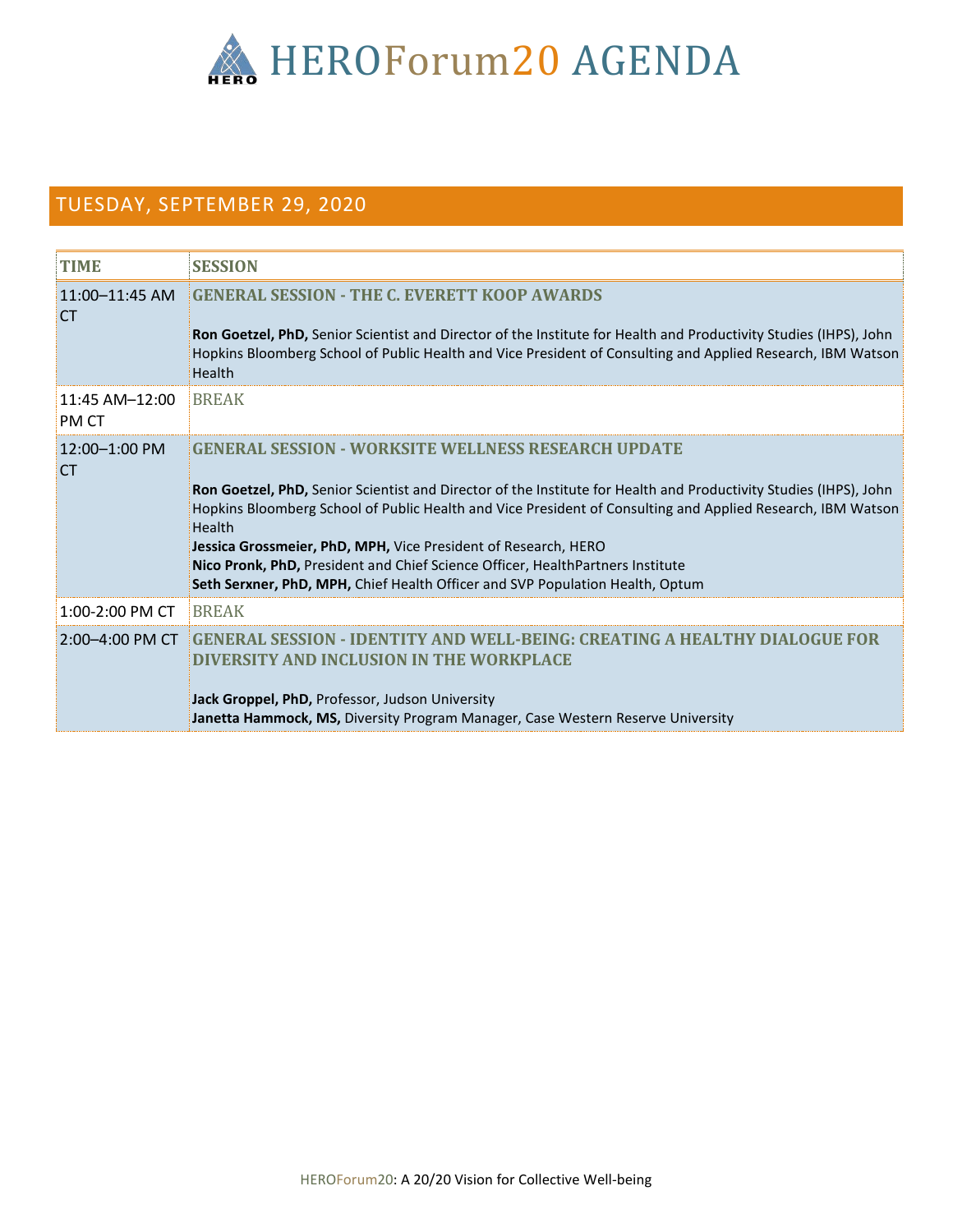# HEROForum20 AGENDA

## TUESDAY, SEPTEMBER 29, 2020

| TIME | SESSION |
|---|---|
| 11:00–11:45 AM CT | **GENERAL SESSION - THE C. EVERETT KOOP AWARDS**<br><br>**Ron Goetzel, PhD,** Senior Scientist and Director of the Institute for Health and Productivity Studies (IHPS), John Hopkins Bloomberg School of Public Health and Vice President of Consulting and Applied Research, IBM Watson Health |
| 11:45 AM–12:00 PM CT | BREAK |
| 12:00–1:00 PM CT | **GENERAL SESSION - WORKSITE WELLNESS RESEARCH UPDATE**<br><br>**Ron Goetzel, PhD,** Senior Scientist and Director of the Institute for Health and Productivity Studies (IHPS), John Hopkins Bloomberg School of Public Health and Vice President of Consulting and Applied Research, IBM Watson Health<br>**Jessica Grossmeier, PhD, MPH,** Vice President of Research, HERO<br>**Nico Pronk, PhD,** President and Chief Science Officer, HealthPartners Institute<br>**Seth Serxner, PhD, MPH,** Chief Health Officer and SVP Population Health, Optum |
| 1:00-2:00 PM CT | BREAK |
| 2:00–4:00 PM CT | **GENERAL SESSION - IDENTITY AND WELL-BEING: CREATING A HEALTHY DIALOGUE FOR DIVERSITY AND INCLUSION IN THE WORKPLACE**<br><br>**Jack Groppel, PhD,** Professor, Judson University<br>**Janetta Hammock, MS,** Diversity Program Manager, Case Western Reserve University |

HEROForum20: A 20/20 Vision for Collective Well-being